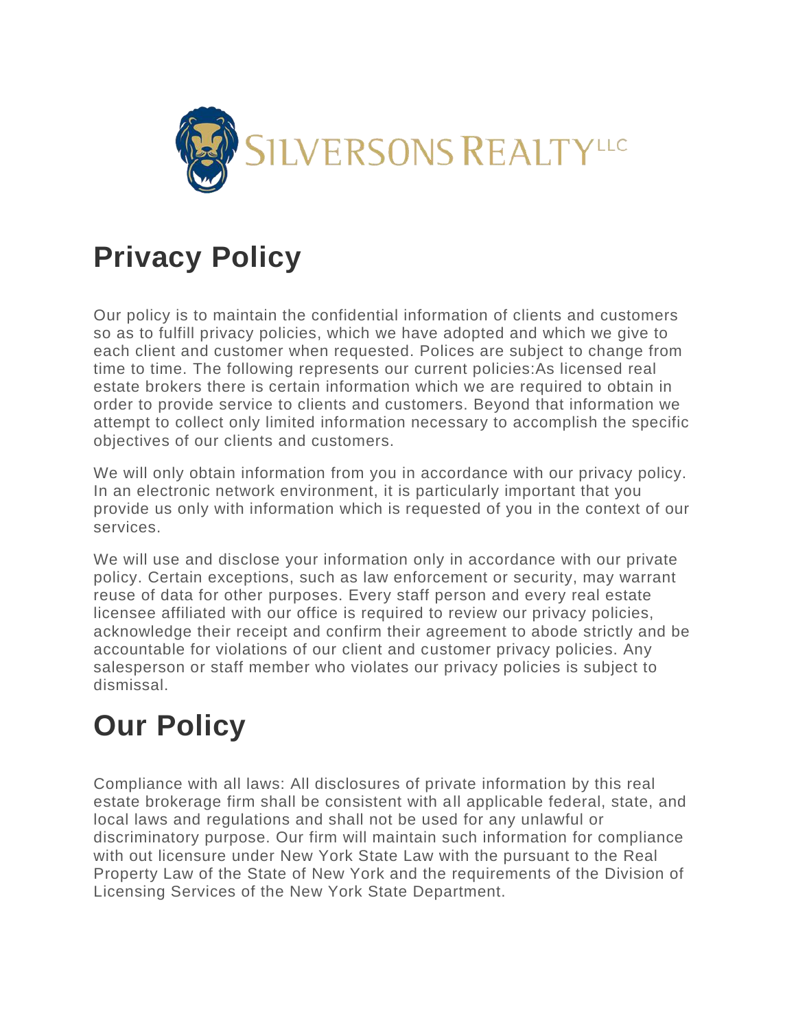SILVERSONS REALTY LLC

# Privacy Policy

Our policy is to maintain the confidential information of clients and customers so as to fulfill privacy policies, which we have adopted and which we give to each client and customer when requested. Polices are subject to change from time to time. The following represents our current policies:As licensed real estate brokers there is certain information which we are required to obtain in order to provide service to clients and customers. Beyond that information we attempt to collect only limited information necessary to accomplish the specific objectives of our clients and customers.

We will only obtain information from you in accordance with our privacy policy. In an electronic network environment, it is particularly important that you provide us only with information which is requested of you in the context of our services.

We will use and disclose your information only in accordance with our private policy. Certain exceptions, such as law enforcement or security, may warrant reuse of data for other purposes. Every staff person and every real estate licensee affiliated with our office is required to review our privacy policies, acknowledge their receipt and confirm their agreement to abode strictly and be accountable for violations of our client and customer privacy policies. Any salesperson or staff member who violates our privacy policies is subject to dismissal.

# Our Policy

Compliance with all laws: All disclosures of private information by this real estate brokerage firm shall be consistent with all applicable federal, state, and local laws and regulations and shall not be used for any unlawful or discriminatory purpose. Our firm will maintain such information for compliance with out licensure under New York State Law with the pursuant to the Real Property Law of the State of New York and the requirements of the Division of Licensing Services of the New York State Department.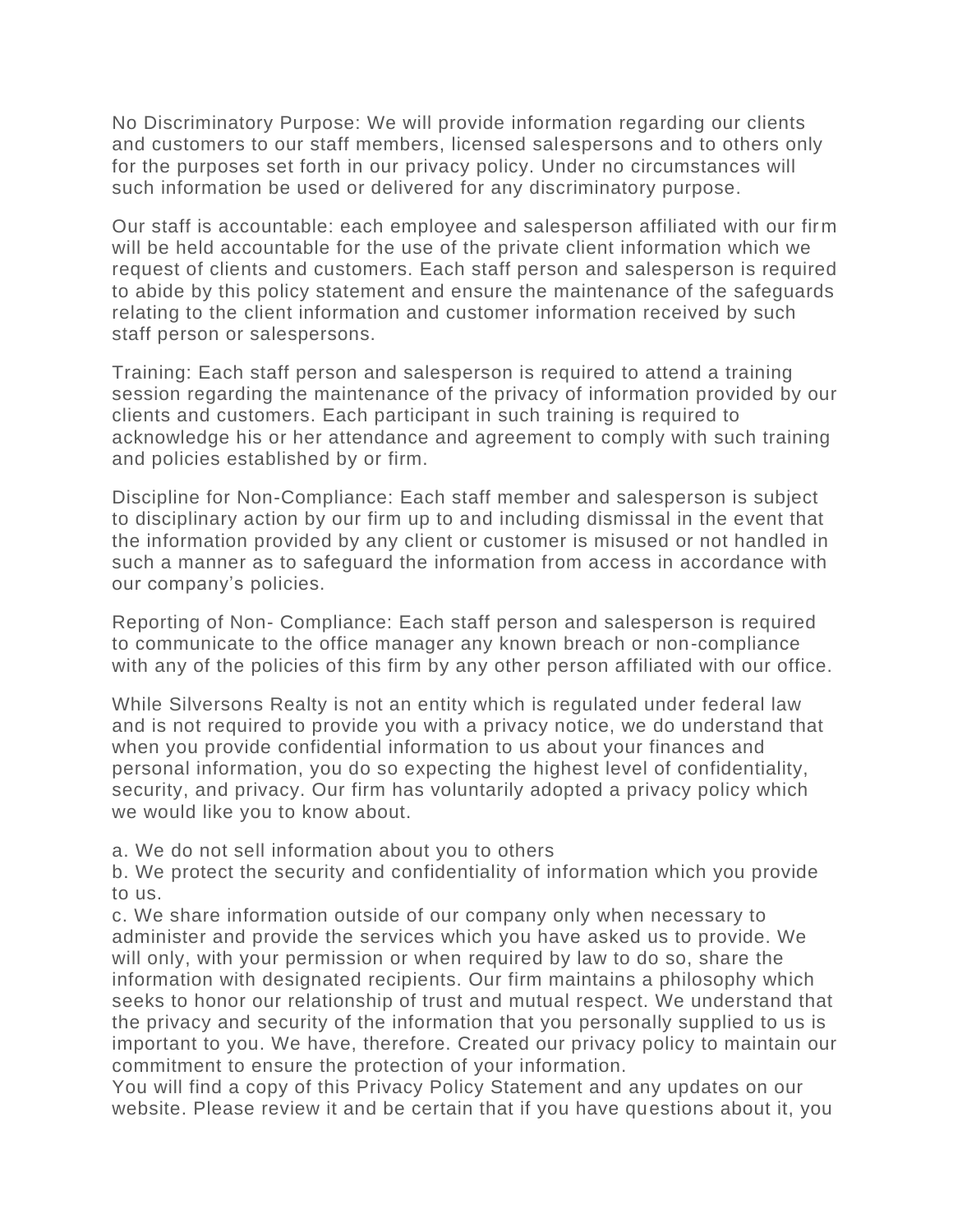No Discriminatory Purpose: We will provide information regarding our clients and customers to our staff members, licensed salespersons and to others only for the purposes set forth in our privacy policy. Under no circumstances will such information be used or delivered for any discriminatory purpose.

Our staff is accountable: each employee and salesperson affiliated with our firm will be held accountable for the use of the private client information which we request of clients and customers. Each staff person and salesperson is required to abide by this policy statement and ensure the maintenance of the safeguards relating to the client information and customer information received by such staff person or salespersons.

Training: Each staff person and salesperson is required to attend a training session regarding the maintenance of the privacy of information provided by our clients and customers. Each participant in such training is required to acknowledge his or her attendance and agreement to comply with such training and policies established by or firm.

Discipline for Non-Compliance: Each staff member and salesperson is subject to disciplinary action by our firm up to and including dismissal in the event that the information provided by any client or customer is misused or not handled in such a manner as to safeguard the information from access in accordance with our company's policies.

Reporting of Non- Compliance: Each staff person and salesperson is required to communicate to the office manager any known breach or non-compliance with any of the policies of this firm by any other person affiliated with our office.

While Silversons Realty is not an entity which is regulated under federal law and is not required to provide you with a privacy notice, we do understand that when you provide confidential information to us about your finances and personal information, you do so expecting the highest level of confidentiality, security, and privacy. Our firm has voluntarily adopted a privacy policy which we would like you to know about.

a. We do not sell information about you to others
b. We protect the security and confidentiality of information which you provide to us.
c. We share information outside of our company only when necessary to administer and provide the services which you have asked us to provide. We will only, with your permission or when required by law to do so, share the information with designated recipients. Our firm maintains a philosophy which seeks to honor our relationship of trust and mutual respect. We understand that the privacy and security of the information that you personally supplied to us is important to you. We have, therefore. Created our privacy policy to maintain our commitment to ensure the protection of your information.
You will find a copy of this Privacy Policy Statement and any updates on our website. Please review it and be certain that if you have questions about it, you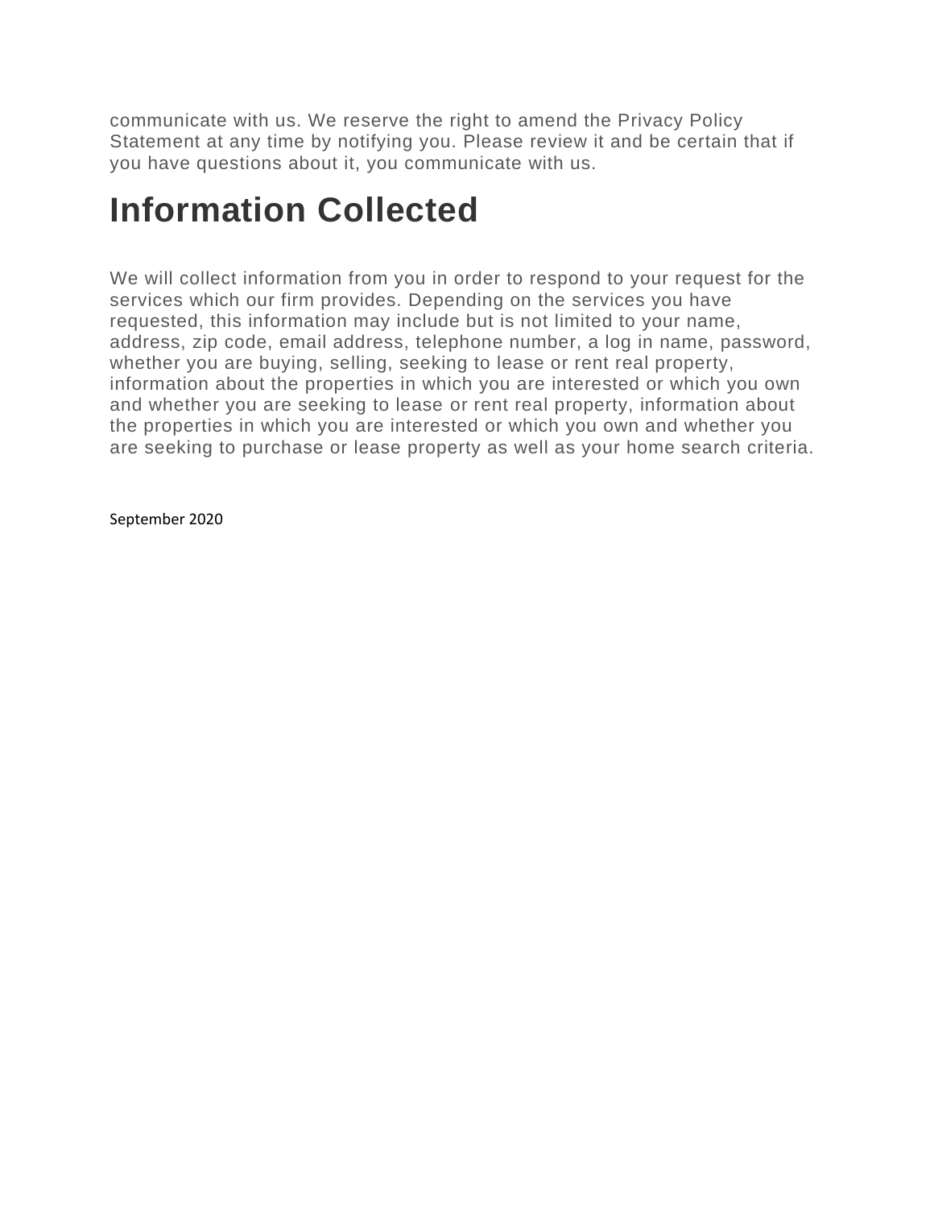communicate with us. We reserve the right to amend the Privacy Policy Statement at any time by notifying you. Please review it and be certain that if you have questions about it, you communicate with us.

## Information Collected

We will collect information from you in order to respond to your request for the services which our firm provides. Depending on the services you have requested, this information may include but is not limited to your name, address, zip code, email address, telephone number, a log in name, password, whether you are buying, selling, seeking to lease or rent real property, information about the properties in which you are interested or which you own and whether you are seeking to lease or rent real property, information about the properties in which you are interested or which you own and whether you are seeking to purchase or lease property as well as your home search criteria.

September 2020